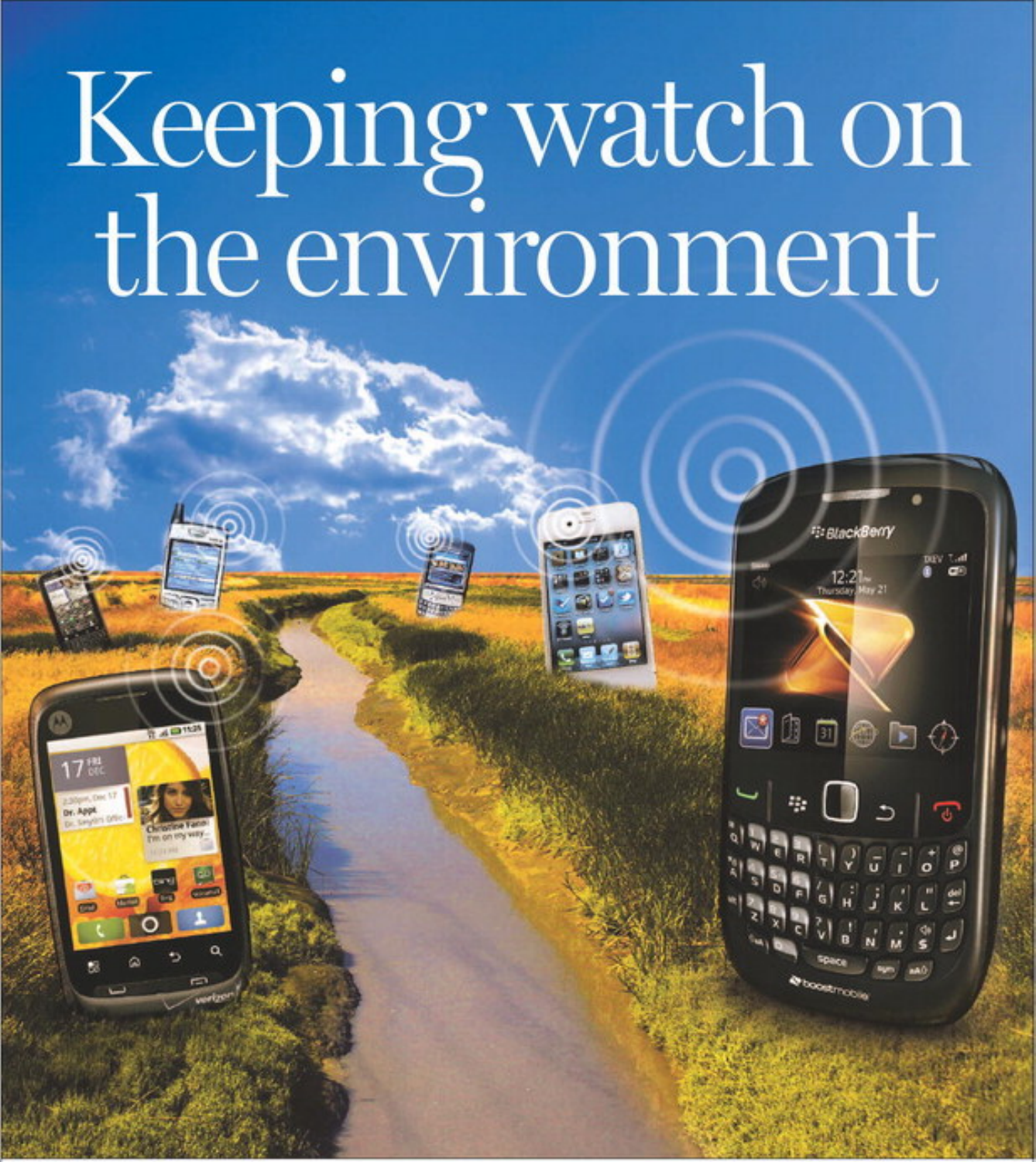# Keeping watch on the environment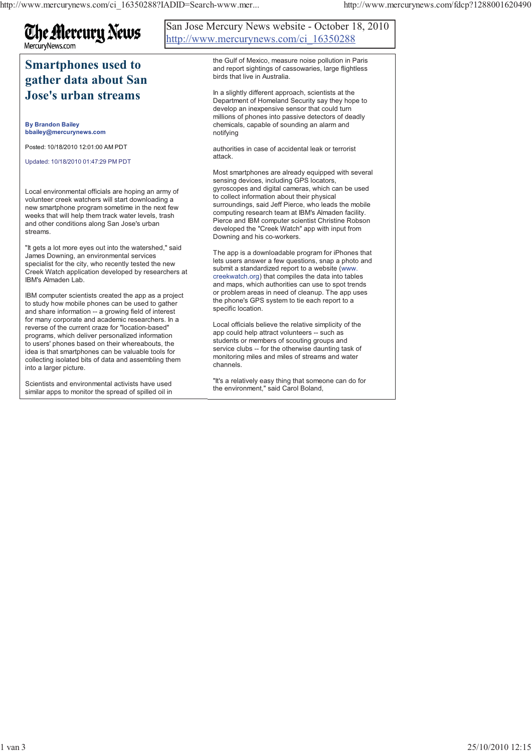The Mercury News
MercuryNews.com

San Jose Mercury News website - October 18, 2010
http://www.mercurynews.com/ci_16350288

# Smartphones used to gather data about San Jose's urban streams

**By Brandon Bailey**
**bbailey@mercurynews.com**

Posted: 10/18/2010 12:01:00 AM PDT

Updated: 10/18/2010 01:47:29 PM PDT

Local environmental officials are hoping an army of volunteer creek watchers will start downloading a new smartphone program sometime in the next few weeks that will help them track water levels, trash and other conditions along San Jose's urban streams.

"It gets a lot more eyes out into the watershed," said James Downing, an environmental services specialist for the city, who recently tested the new Creek Watch application developed by researchers at IBM's Almaden Lab.

IBM computer scientists created the app as a project to study how mobile phones can be used to gather and share information -- a growing field of interest for many corporate and academic researchers. In a reverse of the current craze for "location-based" programs, which deliver personalized information to users' phones based on their whereabouts, the idea is that smartphones can be valuable tools for collecting isolated bits of data and assembling them into a larger picture.

Scientists and environmental activists have used similar apps to monitor the spread of spilled oil in the Gulf of Mexico, measure noise pollution in Paris and report sightings of cassowaries, large flightless birds that live in Australia.

In a slightly different approach, scientists at the Department of Homeland Security say they hope to develop an inexpensive sensor that could turn millions of phones into passive detectors of deadly chemicals, capable of sounding an alarm and notifying

authorities in case of accidental leak or terrorist attack.

Most smartphones are already equipped with several sensing devices, including GPS locators, gyroscopes and digital cameras, which can be used to collect information about their physical surroundings, said Jeff Pierce, who leads the mobile computing research team at IBM's Almaden facility. Pierce and IBM computer scientist Christine Robson developed the "Creek Watch" app with input from Downing and his co-workers.

The app is a downloadable program for iPhones that lets users answer a few questions, snap a photo and submit a standardized report to a website (www.creekwatch.org) that compiles the data into tables and maps, which authorities can use to spot trends or problem areas in need of cleanup. The app uses the phone's GPS system to tie each report to a specific location.

Local officials believe the relative simplicity of the app could help attract volunteers -- such as students or members of scouting groups and service clubs -- for the otherwise daunting task of monitoring miles and miles of streams and water channels.

"It's a relatively easy thing that someone can do for the environment," said Carol Boland,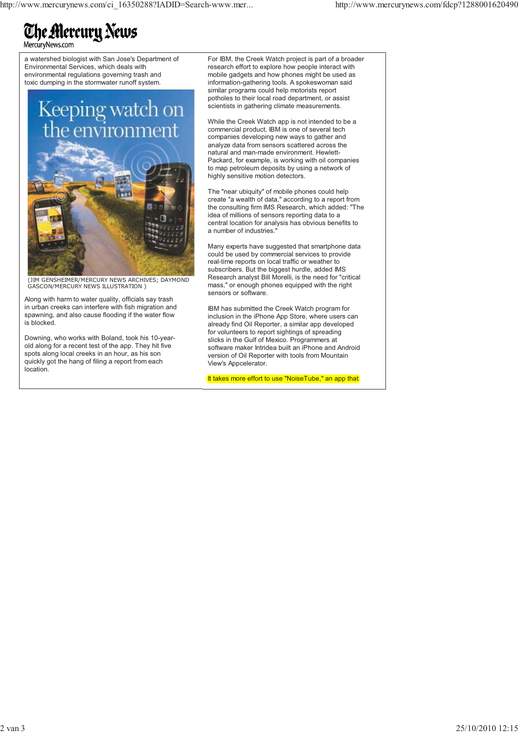a watershed biologist with San Jose's Department of Environmental Services, which deals with environmental regulations governing trash and toxic dumping in the stormwater runoff system.

(JIM GENSHEIMER/MERCURY NEWS ARCHIVES; DAYMOND GASCON/MERCURY NEWS ILLUSTRATION )

Along with harm to water quality, officials say trash in urban creeks can interfere with fish migration and spawning, and also cause flooding if the water flow is blocked.

Downing, who works with Boland, took his 10-year-old along for a recent test of the app. They hit five spots along local creeks in an hour, as his son quickly got the hang of filing a report from each location.

For IBM, the Creek Watch project is part of a broader research effort to explore how people interact with mobile gadgets and how phones might be used as information-gathering tools. A spokeswoman said similar programs could help motorists report potholes to their local road department, or assist scientists in gathering climate measurements.

While the Creek Watch app is not intended to be a commercial product, IBM is one of several tech companies developing new ways to gather and analyze data from sensors scattered across the natural and man-made environment. Hewlett-Packard, for example, is working with oil companies to map petroleum deposits by using a network of highly sensitive motion detectors.

The "near ubiquity" of mobile phones could help create "a wealth of data," according to a report from the consulting firm IMS Research, which added: "The idea of millions of sensors reporting data to a central location for analysis has obvious benefits to a number of industries."

Many experts have suggested that smartphone data could be used by commercial services to provide real-time reports on local traffic or weather to subscribers. But the biggest hurdle, added IMS Research analyst Bill Morelli, is the need for "critical mass," or enough phones equipped with the right sensors or software.

IBM has submitted the Creek Watch program for inclusion in the iPhone App Store, where users can already find Oil Reporter, a similar app developed for volunteers to report sightings of spreading slicks in the Gulf of Mexico. Programmers at software maker Intridea built an iPhone and Android version of Oil Reporter with tools from Mountain View's Appcelerator.

It takes more effort to use "NoiseTube," an app that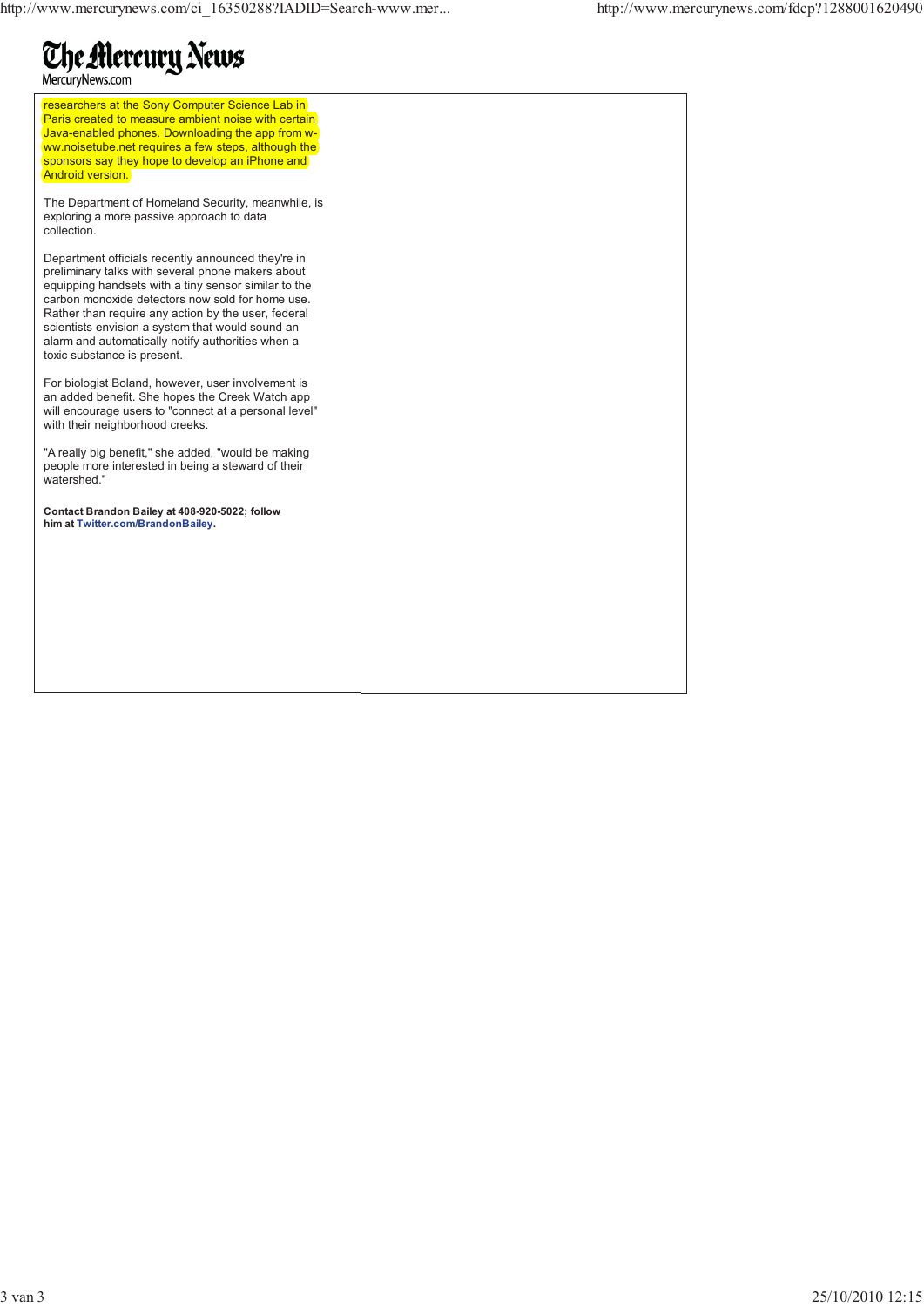researchers at the Sony Computer Science Lab in Paris created to measure ambient noise with certain Java-enabled phones. Downloading the app from www.noisetube.net requires a few steps, although the sponsors say they hope to develop an iPhone and Android version.

The Department of Homeland Security, meanwhile, is exploring a more passive approach to data collection.

Department officials recently announced they're in preliminary talks with several phone makers about equipping handsets with a tiny sensor similar to the carbon monoxide detectors now sold for home use. Rather than require any action by the user, federal scientists envision a system that would sound an alarm and automatically notify authorities when a toxic substance is present.

For biologist Boland, however, user involvement is an added benefit. She hopes the Creek Watch app will encourage users to "connect at a personal level" with their neighborhood creeks.

"A really big benefit," she added, "would be making people more interested in being a steward of their watershed."

**Contact Brandon Bailey at 408-920-5022; follow him at Twitter.com/BrandonBailey.**